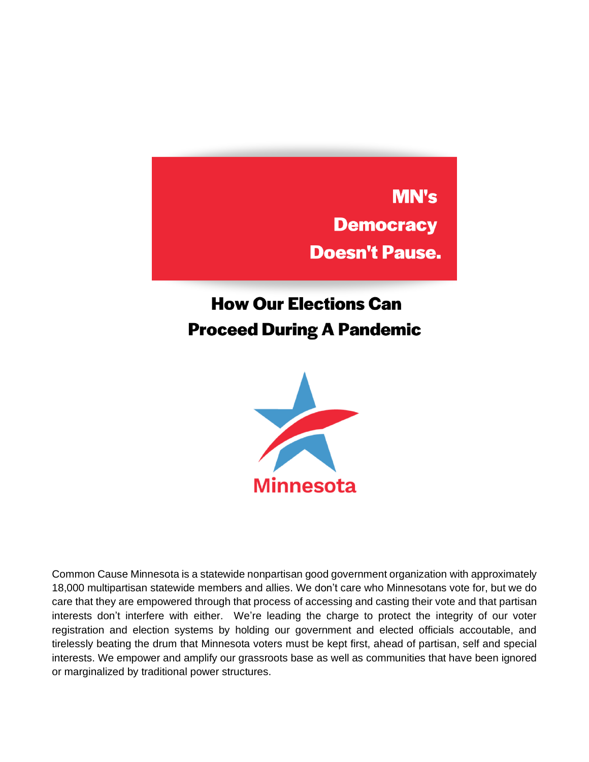# MN's Democracy Doesn't Pause.

## How Our Elections Can Proceed During A Pandemic

Minnesota

Common Cause Minnesota is a statewide nonpartisan good government organization with approximately 18,000 multipartisan statewide members and allies. We don't care who Minnesotans vote for, but we do care that they are empowered through that process of accessing and casting their vote and that partisan interests don't interfere with either. We're leading the charge to protect the integrity of our voter registration and election systems by holding our government and elected officials accoutable, and tirelessly beating the drum that Minnesota voters must be kept first, ahead of partisan, self and special interests. We empower and amplify our grassroots base as well as communities that have been ignored or marginalized by traditional power structures.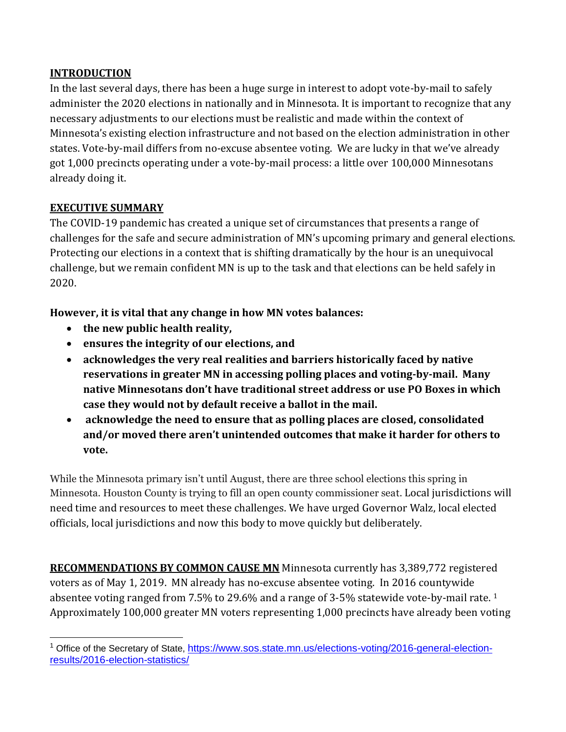## INTRODUCTION

In the last several days, there has been a huge surge in interest to adopt vote-by-mail to safely administer the 2020 elections in nationally and in Minnesota. It is important to recognize that any necessary adjustments to our elections must be realistic and made within the context of Minnesota's existing election infrastructure and not based on the election administration in other states. Vote-by-mail differs from no-excuse absentee voting. We are lucky in that we've already got 1,000 precincts operating under a vote-by-mail process: a little over 100,000 Minnesotans already doing it.

## EXECUTIVE SUMMARY

The COVID-19 pandemic has created a unique set of circumstances that presents a range of challenges for the safe and secure administration of MN's upcoming primary and general elections. Protecting our elections in a context that is shifting dramatically by the hour is an unequivocal challenge, but we remain confident MN is up to the task and that elections can be held safely in 2020.

**However, it is vital that any change in how MN votes balances:**

- **the new public health reality,**
- **ensures the integrity of our elections, and**
- **acknowledges the very real realities and barriers historically faced by native reservations in greater MN in accessing polling places and voting-by-mail. Many native Minnesotans don't have traditional street address or use PO Boxes in which case they would not by default receive a ballot in the mail.**
- **acknowledge the need to ensure that as polling places are closed, consolidated and/or moved there aren't unintended outcomes that make it harder for others to vote.**

While the Minnesota primary isn't until August, there are three school elections this spring in Minnesota. Houston County is trying to fill an open county commissioner seat. Local jurisdictions will need time and resources to meet these challenges. We have urged Governor Walz, local elected officials, local jurisdictions and now this body to move quickly but deliberately.

**RECOMMENDATIONS BY COMMON CAUSE MN** Minnesota currently has 3,389,772 registered voters as of May 1, 2019. MN already has no-excuse absentee voting. In 2016 countywide absentee voting ranged from 7.5% to 29.6% and a range of 3-5% statewide vote-by-mail rate. [1] Approximately 100,000 greater MN voters representing 1,000 precincts have already been voting

[1] Office of the Secretary of State, https://www.sos.state.mn.us/elections-voting/2016-general-election-results/2016-election-statistics/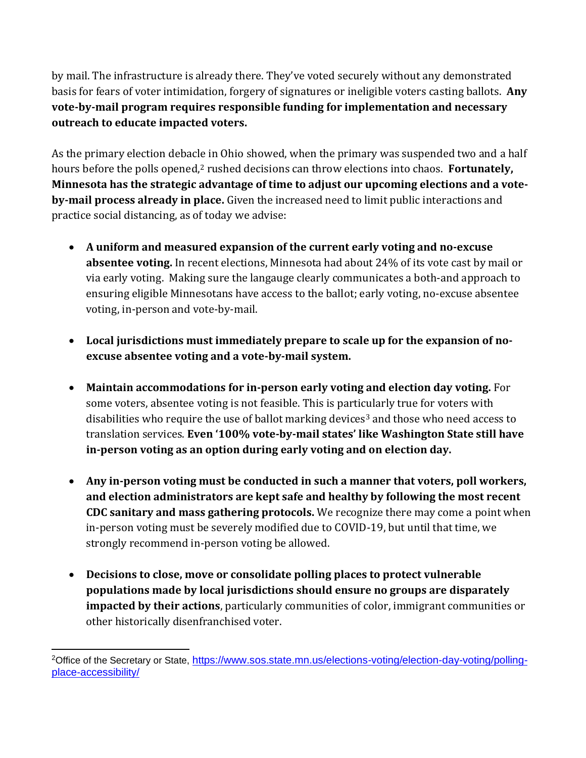by mail. The infrastructure is already there. They've voted securely without any demonstrated basis for fears of voter intimidation, forgery of signatures or ineligible voters casting ballots. **Any vote-by-mail program requires responsible funding for implementation and necessary outreach to educate impacted voters.**

As the primary election debacle in Ohio showed, when the primary was suspended two and a half hours before the polls opened,[2] rushed decisions can throw elections into chaos. **Fortunately, Minnesota has the strategic advantage of time to adjust our upcoming elections and a vote-by-mail process already in place.** Given the increased need to limit public interactions and practice social distancing, as of today we advise:

- **A uniform and measured expansion of the current early voting and no-excuse absentee voting.** In recent elections, Minnesota had about 24% of its vote cast by mail or via early voting. Making sure the langauge clearly communicates a both-and approach to ensuring eligible Minnesotans have access to the ballot; early voting, no-excuse absentee voting, in-person and vote-by-mail.

- **Local jurisdictions must immediately prepare to scale up for the expansion of no-excuse absentee voting and a vote-by-mail system.**

- **Maintain accommodations for in-person early voting and election day voting.** For some voters, absentee voting is not feasible. This is particularly true for voters with disabilities who require the use of ballot marking devices[3] and those who need access to translation services. **Even '100% vote-by-mail states' like Washington State still have in-person voting as an option during early voting and on election day.**

- **Any in-person voting must be conducted in such a manner that voters, poll workers, and election administrators are kept safe and healthy by following the most recent CDC sanitary and mass gathering protocols.** We recognize there may come a point when in-person voting must be severely modified due to COVID-19, but until that time, we strongly recommend in-person voting be allowed.

- **Decisions to close, move or consolidate polling places to protect vulnerable populations made by local jurisdictions should ensure no groups are disparately impacted by their actions**, particularly communities of color, immigrant communities or other historically disenfranchised voter.

---

[2]Office of the Secretary or State, https://www.sos.state.mn.us/elections-voting/election-day-voting/polling-place-accessibility/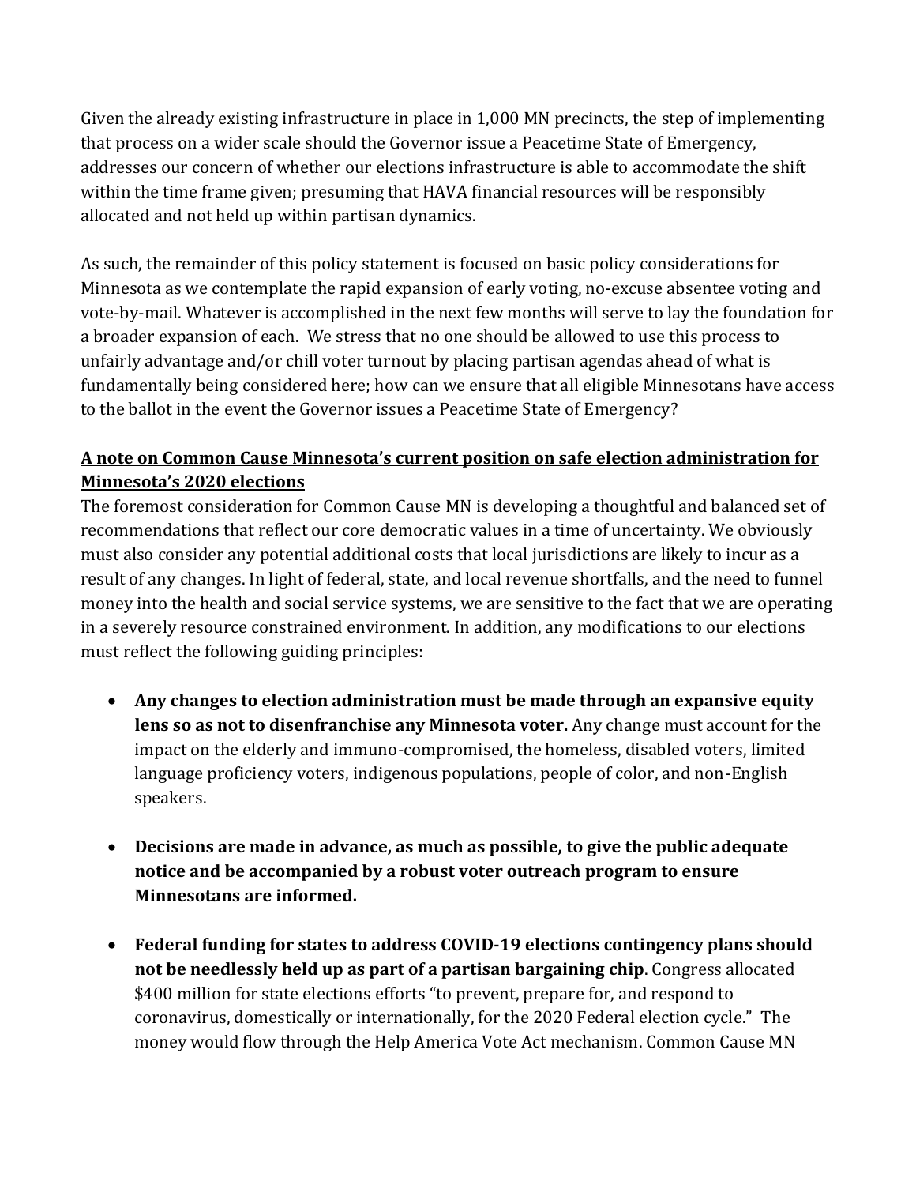Given the already existing infrastructure in place in 1,000 MN precincts, the step of implementing that process on a wider scale should the Governor issue a Peacetime State of Emergency, addresses our concern of whether our elections infrastructure is able to accommodate the shift within the time frame given; presuming that HAVA financial resources will be responsibly allocated and not held up within partisan dynamics.

As such, the remainder of this policy statement is focused on basic policy considerations for Minnesota as we contemplate the rapid expansion of early voting, no-excuse absentee voting and vote-by-mail. Whatever is accomplished in the next few months will serve to lay the foundation for a broader expansion of each. We stress that no one should be allowed to use this process to unfairly advantage and/or chill voter turnout by placing partisan agendas ahead of what is fundamentally being considered here; how can we ensure that all eligible Minnesotans have access to the ballot in the event the Governor issues a Peacetime State of Emergency?

**A note on Common Cause Minnesota's current position on safe election administration for Minnesota's 2020 elections**

The foremost consideration for Common Cause MN is developing a thoughtful and balanced set of recommendations that reflect our core democratic values in a time of uncertainty. We obviously must also consider any potential additional costs that local jurisdictions are likely to incur as a result of any changes. In light of federal, state, and local revenue shortfalls, and the need to funnel money into the health and social service systems, we are sensitive to the fact that we are operating in a severely resource constrained environment. In addition, any modifications to our elections must reflect the following guiding principles:

- **Any changes to election administration must be made through an expansive equity lens so as not to disenfranchise any Minnesota voter.** Any change must account for the impact on the elderly and immuno-compromised, the homeless, disabled voters, limited language proficiency voters, indigenous populations, people of color, and non-English speakers.

- **Decisions are made in advance, as much as possible, to give the public adequate notice and be accompanied by a robust voter outreach program to ensure Minnesotans are informed.**

- **Federal funding for states to address COVID-19 elections contingency plans should not be needlessly held up as part of a partisan bargaining chip**. Congress allocated $400 million for state elections efforts "to prevent, prepare for, and respond to coronavirus, domestically or internationally, for the 2020 Federal election cycle." The money would flow through the Help America Vote Act mechanism. Common Cause MN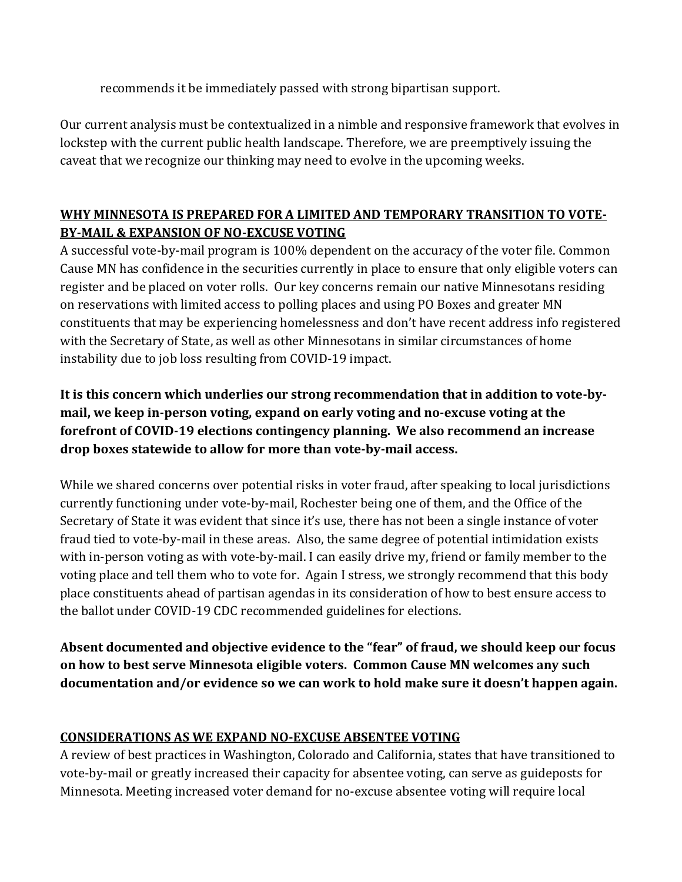recommends it be immediately passed with strong bipartisan support.

Our current analysis must be contextualized in a nimble and responsive framework that evolves in lockstep with the current public health landscape. Therefore, we are preemptively issuing the caveat that we recognize our thinking may need to evolve in the upcoming weeks.

## **WHY MINNESOTA IS PREPARED FOR A LIMITED AND TEMPORARY TRANSITION TO VOTE-BY-MAIL & EXPANSION OF NO-EXCUSE VOTING**

A successful vote-by-mail program is 100% dependent on the accuracy of the voter file. Common Cause MN has confidence in the securities currently in place to ensure that only eligible voters can register and be placed on voter rolls. Our key concerns remain our native Minnesotans residing on reservations with limited access to polling places and using PO Boxes and greater MN constituents that may be experiencing homelessness and don't have recent address info registered with the Secretary of State, as well as other Minnesotans in similar circumstances of home instability due to job loss resulting from COVID-19 impact.

**It is this concern which underlies our strong recommendation that in addition to vote-by-mail, we keep in-person voting, expand on early voting and no-excuse voting at the forefront of COVID-19 elections contingency planning. We also recommend an increase drop boxes statewide to allow for more than vote-by-mail access.**

While we shared concerns over potential risks in voter fraud, after speaking to local jurisdictions currently functioning under vote-by-mail, Rochester being one of them, and the Office of the Secretary of State it was evident that since it's use, there has not been a single instance of voter fraud tied to vote-by-mail in these areas. Also, the same degree of potential intimidation exists with in-person voting as with vote-by-mail. I can easily drive my, friend or family member to the voting place and tell them who to vote for. Again I stress, we strongly recommend that this body place constituents ahead of partisan agendas in its consideration of how to best ensure access to the ballot under COVID-19 CDC recommended guidelines for elections.

**Absent documented and objective evidence to the "fear" of fraud, we should keep our focus on how to best serve Minnesota eligible voters. Common Cause MN welcomes any such documentation and/or evidence so we can work to hold make sure it doesn't happen again.**

## **CONSIDERATIONS AS WE EXPAND NO-EXCUSE ABSENTEE VOTING**

A review of best practices in Washington, Colorado and California, states that have transitioned to vote-by-mail or greatly increased their capacity for absentee voting, can serve as guideposts for Minnesota. Meeting increased voter demand for no-excuse absentee voting will require local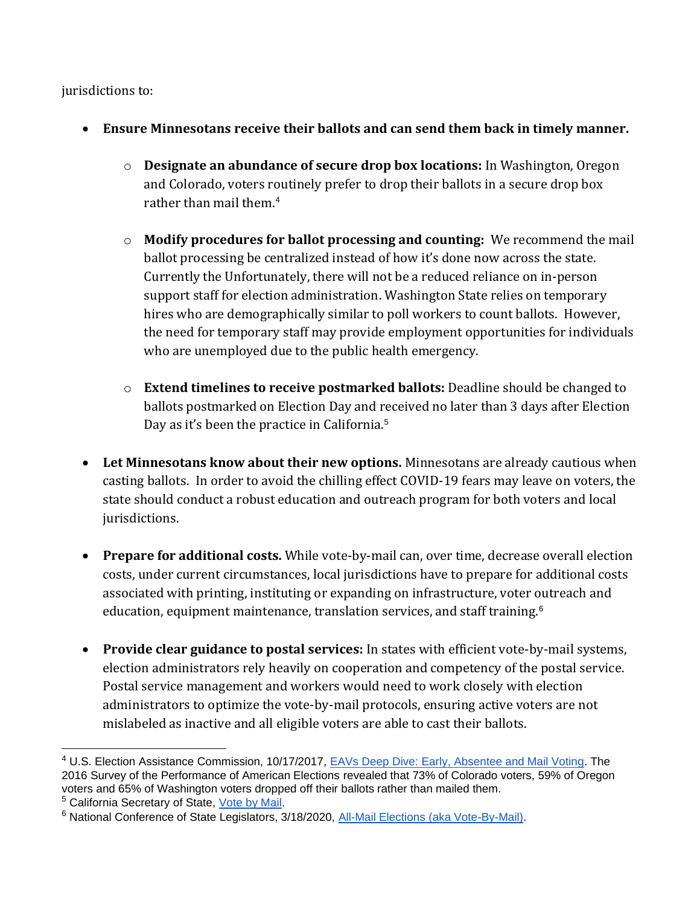jurisdictions to:

- **Ensure Minnesotans receive their ballots and can send them back in timely manner.**
    - **Designate an abundance of secure drop box locations:** In Washington, Oregon and Colorado, voters routinely prefer to drop their ballots in a secure drop box rather than mail them.[4]
    - **Modify procedures for ballot processing and counting:** We recommend the mail ballot processing be centralized instead of how it's done now across the state. Currently the Unfortunately, there will not be a reduced reliance on in-person support staff for election administration. Washington State relies on temporary hires who are demographically similar to poll workers to count ballots. However, the need for temporary staff may provide employment opportunities for individuals who are unemployed due to the public health emergency.
    - **Extend timelines to receive postmarked ballots:** Deadline should be changed to ballots postmarked on Election Day and received no later than 3 days after Election Day as it's been the practice in California.[5]
- **Let Minnesotans know about their new options.** Minnesotans are already cautious when casting ballots. In order to avoid the chilling effect COVID-19 fears may leave on voters, the state should conduct a robust education and outreach program for both voters and local jurisdictions.
- **Prepare for additional costs.** While vote-by-mail can, over time, decrease overall election costs, under current circumstances, local jurisdictions have to prepare for additional costs associated with printing, instituting or expanding on infrastructure, voter outreach and education, equipment maintenance, translation services, and staff training.[6]
- **Provide clear guidance to postal services:** In states with efficient vote-by-mail systems, election administrators rely heavily on cooperation and competency of the postal service. Postal service management and workers would need to work closely with election administrators to optimize the vote-by-mail protocols, ensuring active voters are not mislabeled as inactive and all eligible voters are able to cast their ballots.

---

[4] U.S. Election Assistance Commission, 10/17/2017, EAVs Deep Dive: Early, Absentee and Mail Voting. The 2016 Survey of the Performance of American Elections revealed that 73% of Colorado voters, 59% of Oregon voters and 65% of Washington voters dropped off their ballots rather than mailed them.

[5] California Secretary of State, Vote by Mail.

[6] National Conference of State Legislators, 3/18/2020, All-Mail Elections (aka Vote-By-Mail).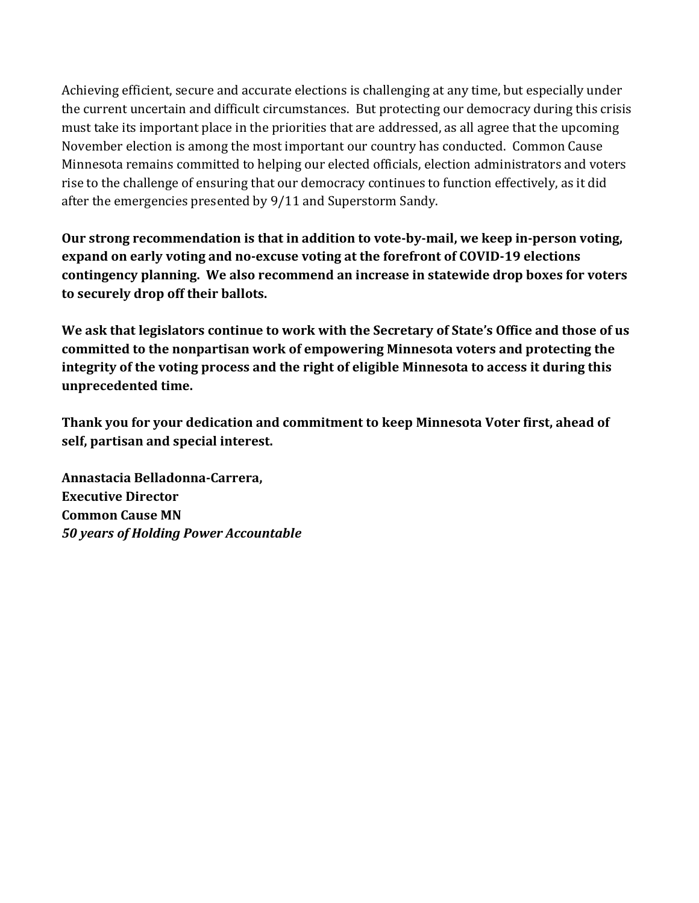Achieving efficient, secure and accurate elections is challenging at any time, but especially under the current uncertain and difficult circumstances. But protecting our democracy during this crisis must take its important place in the priorities that are addressed, as all agree that the upcoming November election is among the most important our country has conducted. Common Cause Minnesota remains committed to helping our elected officials, election administrators and voters rise to the challenge of ensuring that our democracy continues to function effectively, as it did after the emergencies presented by 9/11 and Superstorm Sandy.

**Our strong recommendation is that in addition to vote-by-mail, we keep in-person voting, expand on early voting and no-excuse voting at the forefront of COVID-19 elections contingency planning. We also recommend an increase in statewide drop boxes for voters to securely drop off their ballots.**

**We ask that legislators continue to work with the Secretary of State's Office and those of us committed to the nonpartisan work of empowering Minnesota voters and protecting the integrity of the voting process and the right of eligible Minnesota to access it during this unprecedented time.**

**Thank you for your dedication and commitment to keep Minnesota Voter first, ahead of self, partisan and special interest.**

**Annastacia Belladonna-Carrera,**
**Executive Director**
**Common Cause MN**
***50 years of Holding Power Accountable***